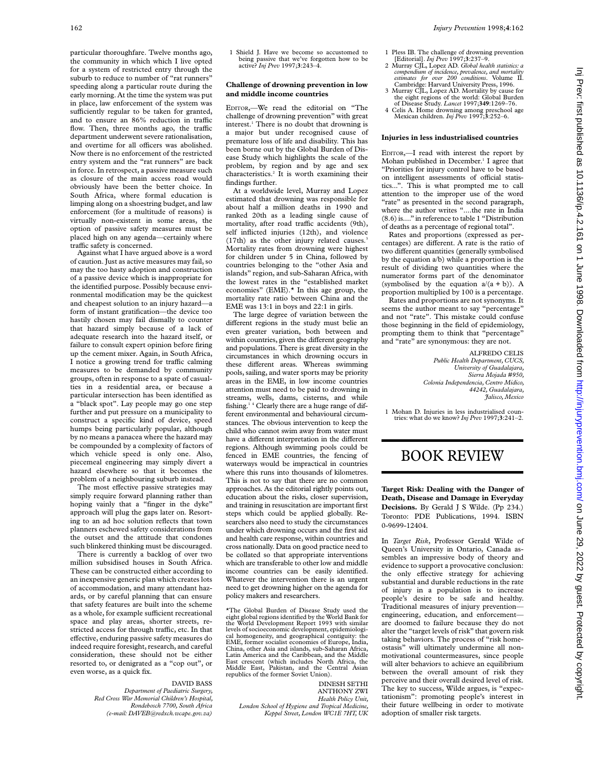particular thoroughfare. Twelve months ago, the community in which which I live opted for a system of restricted entry through the suburb to reduce to number of "rat runners" speeding along a particular route during the early morning. At the time the system was put in place, law enforcement of the system was sufficiently regular to be taken for granted, and to ensure an 86% reduction in traffic flow. Then, three months ago, the traffic department underwent severe rationalisation, and overtime for all officers was abolished. Now there is no enforcement of the restricted entry system and the "rat runners" are back in force. In retrospect, a passive measure such as closure of the main access road would obviously have been the better choice. In South Africa, where formal education is limping along on a shoestring budget, and law enforcement (for a multitude of reasons) is virtually non-existent in some areas, the option of passive safety measures must be placed high on any agenda—certainly where traffic safety is concerned.

Against what I have argued above is a word of caution. Just as active measures may fail, so may the too hasty adoption and construction of a passive device which is inappropriate for the identified purpose. Possibly because environmental modification may be the quickest and cheapest solution to an injury hazard—a form of instant gratification—the device too hastily chosen may fail dismally to counter that hazard simply because of a lack of adequate research into the hazard itself, or failure to consult expert opinion before firing up the cement mixer. Again, in South Africa, I notice a growing trend for traffic calming measures to be demanded by community groups, often in response to a spate of casualties in a residential area, or because a particular intersection has been identified as a "black spot". Lay people may go one step further and put pressure on a municipality to construct a specific kind of device, speed humps being particularly popular, although by no means a panacea where the hazard may be compounded by a complexity of factors of which vehicle speed is only one. Also, piecemeal engineering may simply divert a hazard elsewhere so that it becomes the problem of a neighbouring suburb instead.

The most effective passive strategies may simply require forward planning rather than hoping vainly that a "finger in the dyke" approach will plug the gaps later on. Resorting to an ad hoc solution reflects that town planners eschewed safety considerations from the outset and the attitude that condones such blinkered thinking must be discouraged.

There is currently a backlog of over two million subsidised houses in South Africa. These can be constructed either according to an inexpensive generic plan which creates lots of accommodation, and many attendant hazards, or by careful planning that can ensure that safety features are built into the scheme as a whole, for example sufficient recreational space and play areas, shorter streets, restricted access for through traffic, etc. In that effective, enduring passive safety measures do indeed require foresight, research, and careful consideration, these should not be either resorted to, or denigrated as a "cop out", or even worse, as a quick fix.

DAVID BASS
*Department of Paediatric Surgery,*
*Red Cross War Memorial Children's Hospital,*
*Rondebosch 7700, South Africa*
*(e-mail: DAVEB@redxch.wcape.gov.za)*

1 Shield J. Have we become so accustomed to being passive that we've forgotten how to be active? *Inj Prev* 1997;**3**:243–4.

## Challenge of drowning prevention in low and middle income countries

EDITOR,—We read the editorial on "The challenge of drowning prevention" with great interest.[1] There is no doubt that drowning is a major but under recognised cause of premature loss of life and disability. This has been borne out by the Global Burden of Disease Study which highlights the scale of the problem, by region and by age and sex characteristics.[2] It is worth examining their findings further.

At a worldwide level, Murray and Lopez estimated that drowning was responsible for about half a million deaths in 1990 and ranked 20th as a leading single cause of mortality, after road traffic accidents (9th), self inflicted injuries (12th), and violence (17th) as the other injury related causes.[3] Mortality rates from drowning were highest for children under 5 in China, followed by countries belonging to the "other Asia and islands" region, and sub-Saharan Africa, with the lowest rates in the "established market economies" (EME).* In this age group, the mortality rate ratio between China and the EME was 13:1 in boys and 22:1 in girls.

The large degree of variation between the different regions in the study must belie an even greater variation, both between and within countries, given the different geography and populations. There is great diversity in the circumstances in which drowning occurs in these different areas. Whereas swimming pools, sailing, and water sports may be priority areas in the EME, in low income countries attention must need to be paid to drowning in streams, wells, dams, cisterns, and while fishing.[1,4] Clearly there are a huge range of different environmental and behavioural circumstances. The obvious intervention to keep the child who cannot swim away from water must have a different interpretation in the different regions. Although swimming pools could be fenced in EME countries, the fencing of waterways would be impractical in countries where this runs into thousands of kilometres. This is not to say that there are no common approaches. As the editorial rightly points out, education about the risks, closer supervision, and training in resuscitation are important first steps which could be applied globally. Researchers also need to study the circumstances under which drowning occurs and the first aid and health care response, within countries and cross nationally. Data on good practice need to be collated so that appropriate interventions which are transferable to other low and middle income countries can be easily identified. Whatever the intervention there is an urgent need to get drowning higher on the agenda for policy makers and researchers.

*The Global Burden of Disease Study used the eight global regions identified by the World Bank for the World Development Report 1993 with similar levels of socioeconomic development, epidemiological homogeneity, and geographical contiguity: the EME, former socialist economies of Europe, India, China, other Asia and islands, sub-Saharan Africa, Latin America and the Caribbean, and the Middle East crescent (which includes North Africa, the Middle East, Pakistan, and the Central Asian republics of the former Soviet Union).

DINESH SETHI
ANTHONY ZWI
*Health Policy Unit,*
*London School of Hygiene and Tropical Medicine,*
*Keppel Street, London WC1E 7HT, UK*

1 Pless IB. The challenge of drowning prevention [Editorial]. *Inj Prev* 1997;**3**:237–9.
2 Murray CJL, Lopez AD. *Global health statistics: a compendium of incidence, prevalence, and mortality estimates for over 200 conditions*. Volume II. Cambridge: Harvard University Press, 1996.
3 Murray CJL, Lopez AD. Mortality by cause for the eight regions of the world: Global Burden of Disease Study. *Lancet* 1997;**349**:1269–76.
4 Celis A. Home drowning among preschool age Mexican children. *Inj Prev* 1997;**3**:252–6.

## Injuries in less industrialised countries

EDITOR,—I read with interest the report by Mohan published in December.[1] I agree that "Priorities for injury control have to be based on intelligent assessments of official statistics...". This is what prompted me to call attention to the improper use of the word "rate" as presented in the second paragraph, where the author writes "....the rate in India (8.6) is...." in reference to table 1 "Distribution of deaths as a percentage of regional total".

Rates and proportions (expressed as percentages) are different. A rate is the ratio of two different quantities (generally symbolised by the equation a/b) while a proportion is the result of dividing two quantities where the numerator forms part of the denominator (symbolised by the equation $a/(a + b)$). A proportion multiplied by 100 is a percentage.

Rates and proportions are not synonyms. It seems the author meant to say "percentage" and not "rate". This mistake could confuse those beginning in the field of epidemiology, prompting them to think that "percentage" and "rate" are synonymous: they are not.

ALFREDO CELIS
*Public Health Department, CUCS,*
*University of Guadalajara,*
*Sierra Mojada #950,*
*Colonia Independencia, Centro Midico,*
*44242, Guadalajara,*
*Jalisco, Mexico*

1 Mohan D. Injuries in less industrialised countries: what do we know? *Inj Prev* 1997;**3**:241–2.

# BOOK REVIEW

**Target Risk: Dealing with the Danger of Death, Disease and Damage in Everyday Decisions.** By Gerald J S Wilde. (Pp 234.) Toronto: PDE Publications, 1994. ISBN 0-9699-12404.

In *Target Risk*, Professor Gerald Wilde of Queen's University in Ontario, Canada assembles an impressive body of theory and evidence to support a provocative conclusion: the only effective strategy for achieving substantial and durable reductions in the rate of injury in a population is to increase people's desire to be safe and healthy. Traditional measures of injury prevention—engineering, education, and enforcement—are doomed to failure because they do not alter the "target levels of risk" that govern risk taking behaviors. The process of "risk homeostasis" will ultimately undermine all non-motivational countermeasures, since people will alter behaviors to achieve an equilibrium between the overall amount of risk they perceive and their overall desired level of risk. The key to success, Wilde argues, is "expectationism": promoting people's interest in their future wellbeing in order to motivate adoption of smaller risk targets.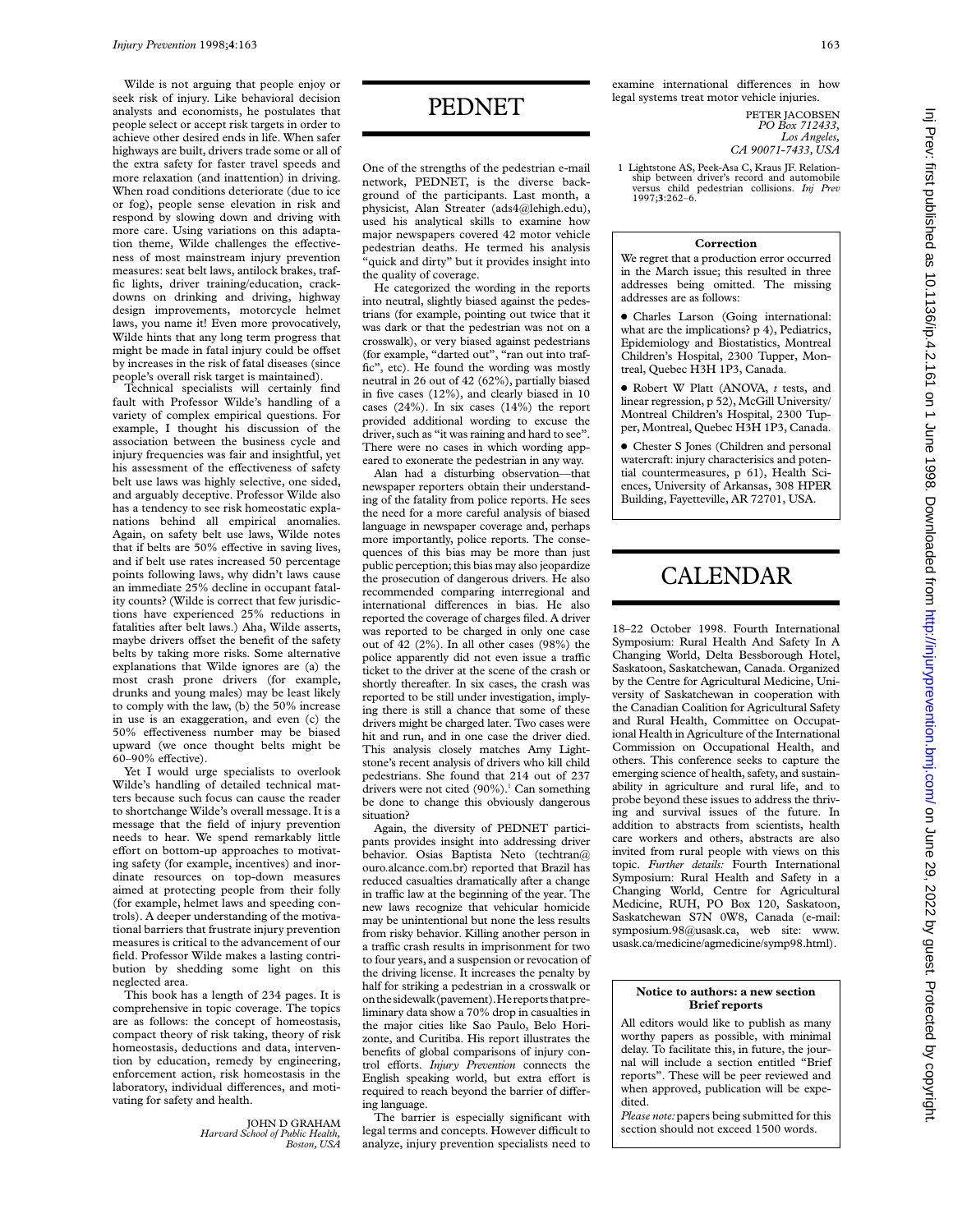Wilde is not arguing that people enjoy or seek risk of injury. Like behavioral decision analysts and economists, he postulates that people select or accept risk targets in order to achieve other desired ends in life. When safer highways are built, drivers trade some or all of the extra safety for faster travel speeds and more relaxation (and inattention) in driving. When road conditions deteriorate (due to ice or fog), people sense elevation in risk and respond by slowing down and driving with more care. Using variations on this adaptation theme, Wilde challenges the effectiveness of most mainstream injury prevention measures: seat belt laws, antilock brakes, traffic lights, driver training/education, crackdowns on drinking and driving, highway design improvements, motorcycle helmet laws, you name it! Even more provocatively, Wilde hints that any long term progress that might be made in fatal injury could be offset by increases in the risk of fatal diseases (since people's overall risk target is maintained).

Technical specialists will certainly find fault with Professor Wilde's handling of a variety of complex empirical questions. For example, I thought his discussion of the association between the business cycle and injury frequencies was fair and insightful, yet his assessment of the effectiveness of safety belt use laws was highly selective, one sided, and arguably deceptive. Professor Wilde also has a tendency to see risk homeostatic explanations behind all empirical anomalies. Again, on safety belt use laws, Wilde notes that if belts are 50% effective in saving lives, and if belt use rates increased 50 percentage points following laws, why didn't laws cause an immediate 25% decline in occupant fatality counts? (Wilde is correct that few jurisdictions have experienced 25% reductions in fatalities after belt laws.) Aha, Wilde asserts, maybe drivers offset the benefit of the safety belts by taking more risks. Some alternative explanations that Wilde ignores are (a) the most crash prone drivers (for example, drunks and young males) may be least likely to comply with the law, (b) the 50% increase in use is an exaggeration, and even (c) the 50% effectiveness number may be biased upward (we once thought belts might be 60–90% effective).

Yet I would urge specialists to overlook Wilde's handling of detailed technical matters because such focus can cause the reader to shortchange Wilde's overall message. It is a message that the field of injury prevention needs to hear. We spend remarkably little effort on bottom-up approaches to motivating safety (for example, incentives) and inordinate resources on top-down measures aimed at protecting people from their folly (for example, helmet laws and speeding controls). A deeper understanding of the motivational barriers that frustrate injury prevention measures is critical to the advancement of our field. Professor Wilde makes a lasting contribution by shedding some light on this neglected area.

This book has a length of 234 pages. It is comprehensive in topic coverage. The topics are as follows: the concept of homeostasis, compact theory of risk taking, theory of risk homeostasis, deductions and data, intervention by education, remedy by engineering, enforcement action, risk homeostasis in the laboratory, individual differences, and motivating for safety and health.

JOHN D GRAHAM
*Harvard School of Public Health, Boston, USA*

# PEDNET

One of the strengths of the pedestrian e-mail network, PEDNET, is the diverse background of the participants. Last month, a physicist, Alan Streater (ads4@lehigh.edu), used his analytical skills to examine how major newspapers covered 42 motor vehicle pedestrian deaths. He termed his analysis "quick and dirty" but it provides insight into the quality of coverage.

He categorized the wording in the reports into neutral, slightly biased against the pedestrians (for example, pointing out twice that it was dark or that the pedestrian was not on a crosswalk), or very biased against pedestrians (for example, "darted out", "ran out into traffic", etc). He found the wording was mostly neutral in 26 out of 42 (62%), partially biased in five cases (12%), and clearly biased in 10 cases (24%). In six cases (14%) the report provided additional wording to excuse the driver, such as "it was raining and hard to see". There were no cases in which wording appeared to exonerate the pedestrian in any way.

Alan had a disturbing observation—that newspaper reporters obtain their understanding of the fatality from police reports. He sees the need for a more careful analysis of biased language in newspaper coverage and, perhaps more importantly, police reports. The consequences of this bias may be more than just public perception; this bias may also jeopardize the prosecution of dangerous drivers. He also recommended comparing interregional and international differences in bias. He also reported the coverage of charges filed. A driver was reported to be charged in only one case out of 42 (2%). In all other cases (98%) the police apparently did not even issue a traffic ticket to the driver at the scene of the crash or shortly thereafter. In six cases, the crash was reported to be still under investigation, implying there is still a chance that some of these drivers might be charged later. Two cases were hit and run, and in one case the driver died. This analysis closely matches Amy Lightstone's recent analysis of drivers who kill child pedestrians. She found that 214 out of 237 drivers were not cited (90%).[1] Can something be done to change this obviously dangerous situation?

Again, the diversity of PEDNET participants provides insight into addressing driver behavior. Osias Baptista Neto (techtran@ouro.alcance.com.br) reported that Brazil has reduced casualties dramatically after a change in traffic law at the beginning of the year. The new laws recognize that vehicular homicide may be unintentional but none the less results from risky behavior. Killing another person in a traffic crash results in imprisonment for two to four years, and a suspension or revocation of the driving license. It increases the penalty by half for striking a pedestrian in a crosswalk or on the sidewalk (pavement). He reports that preliminary data show a 70% drop in casualties in the major cities like Sao Paulo, Belo Horizonte, and Curitiba. His report illustrates the benefits of global comparisons of injury control efforts. *Injury Prevention* connects the English speaking world, but extra effort is required to reach beyond the barrier of differing language.

The barrier is especially significant with legal terms and concepts. However difficult to analyze, injury prevention specialists need to examine international differences in how legal systems treat motor vehicle injuries.

PETER JACOBSEN
*PO Box 712433, Los Angeles, CA 90071-7433, USA*

1 Lightstone AS, Peek-Asa C, Kraus JF. Relationship between driver's record and automobile versus child pedestrian collisions. *Inj Prev* 1997;**3**:262–6.

## Correction

We regret that a production error occurred in the March issue; this resulted in three addresses being omitted. The missing addresses are as follows:

- Charles Larson (Going international: what are the implications? p 4), Pediatrics, Epidemiology and Biostatistics, Montreal Children's Hospital, 2300 Tupper, Montreal, Quebec H3H 1P3, Canada.
- Robert W Platt (ANOVA, *t* tests, and linear regression, p 52), McGill University/ Montreal Children's Hospital, 2300 Tupper, Montreal, Quebec H3H 1P3, Canada.
- Chester S Jones (Children and personal watercraft: injury characterisics and potential countermeasures, p 61), Health Sciences, University of Arkansas, 308 HPER Building, Fayetteville, AR 72701, USA.

# CALENDAR

18–22 October 1998. Fourth International Symposium: Rural Health And Safety In A Changing World, Delta Bessborough Hotel, Saskatoon, Saskatchewan, Canada. Organized by the Centre for Agricultural Medicine, University of Saskatchewan in cooperation with the Canadian Coalition for Agricultural Safety and Rural Health, Committee on Occupational Health in Agriculture of the International Commission on Occupational Health, and others. This conference seeks to capture the emerging science of health, safety, and sustainability in agriculture and rural life, and to probe beyond these issues to address the thriving and survival issues of the future. In addition to abstracts from scientists, health care workers and others, abstracts are also invited from rural people with views on this topic. *Further details:* Fourth International Symposium: Rural Health and Safety in a Changing World, Centre for Agricultural Medicine, RUH, PO Box 120, Saskatoon, Saskatchewan S7N 0W8, Canada (e-mail: symposium.98@usask.ca, web site: www.usask.ca/medicine/agmedicine/symp98.html).

## Notice to authors: a new section Brief reports

All editors would like to publish as many worthy papers as possible, with minimal delay. To facilitate this, in future, the journal will include a section entitled "Brief reports". These will be peer reviewed and when approved, publication will be expedited.

*Please note:* papers being submitted for this section should not exceed 1500 words.